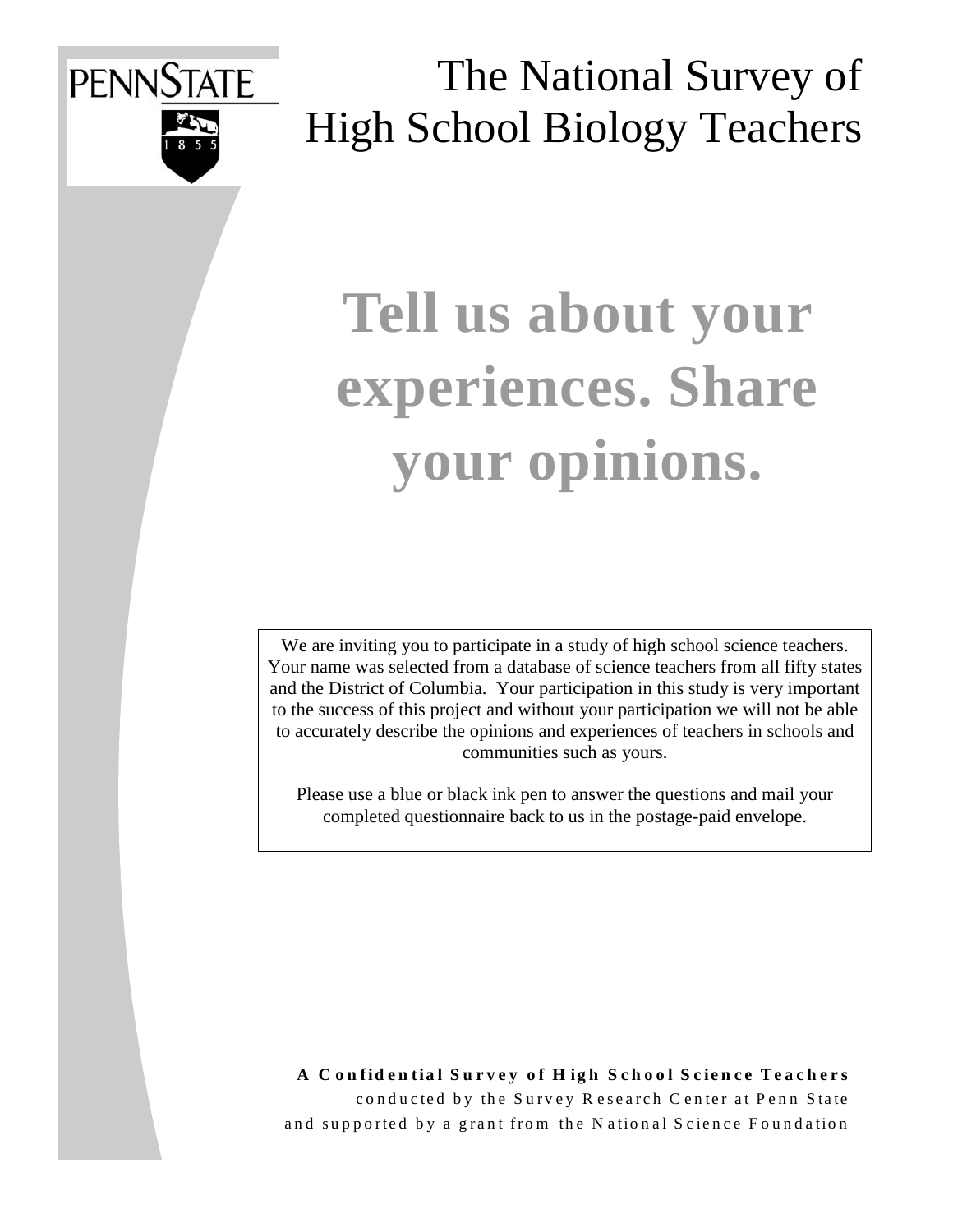PENNSTATE

1855

# The National Survey of High School Biology Teachers

## Tell us about your experiences. Share your opinions.

We are inviting you to participate in a study of high school science teachers. Your name was selected from a database of science teachers from all fifty states and the District of Columbia. Your participation in this study is very important to the success of this project and without your participation we will not be able to accurately describe the opinions and experiences of teachers in schools and communities such as yours.

Please use a blue or black ink pen to answer the questions and mail your completed questionnaire back to us in the postage-paid envelope.

**A Confidential Survey of High School Science Teachers**

conducted by the Survey Research Center at Penn State

and supported by a grant from the National Science Foundation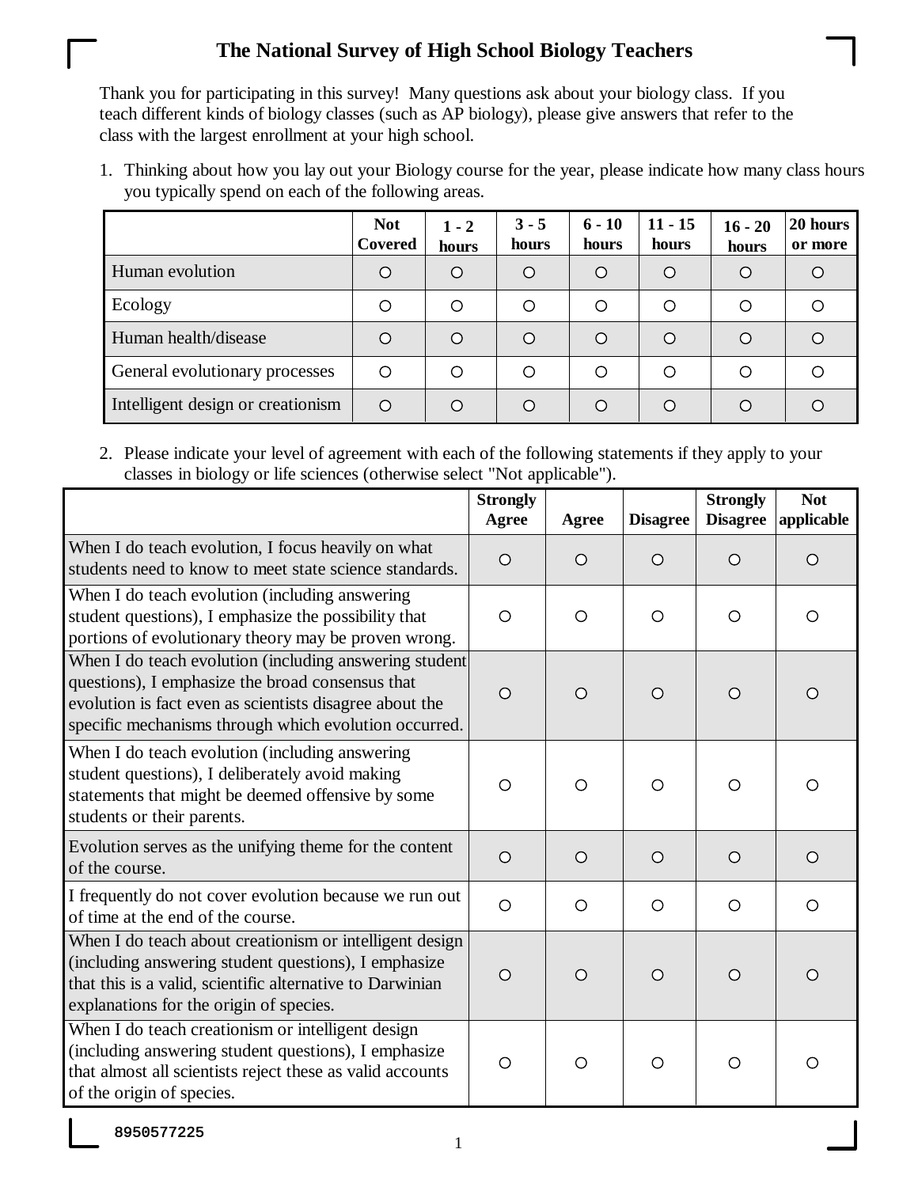# The National Survey of High School Biology Teachers

Thank you for participating in this survey! Many questions ask about your biology class. If you teach different kinds of biology classes (such as AP biology), please give answers that refer to the class with the largest enrollment at your high school.

1. Thinking about how you lay out your Biology course for the year, please indicate how many class hours you typically spend on each of the following areas.

| | Not Covered | 1 - 2 hours | 3 - 5 hours | 6 - 10 hours | 11 - 15 hours | 16 - 20 hours | 20 hours or more |
|---|---|---|---|---|---|---|---|
| Human evolution | ○ | ○ | ○ | ○ | ○ | ○ | ○ |
| Ecology | ○ | ○ | ○ | ○ | ○ | ○ | ○ |
| Human health/disease | ○ | ○ | ○ | ○ | ○ | ○ | ○ |
| General evolutionary processes | ○ | ○ | ○ | ○ | ○ | ○ | ○ |
| Intelligent design or creationism | ○ | ○ | ○ | ○ | ○ | ○ | ○ |

2. Please indicate your level of agreement with each of the following statements if they apply to your classes in biology or life sciences (otherwise select "Not applicable").

| | Strongly Agree | Agree | Disagree | Strongly Disagree | Not applicable |
|---|---|---|---|---|---|
| When I do teach evolution, I focus heavily on what students need to know to meet state science standards. | ○ | ○ | ○ | ○ | ○ |
| When I do teach evolution (including answering student questions), I emphasize the possibility that portions of evolutionary theory may be proven wrong. | ○ | ○ | ○ | ○ | ○ |
| When I do teach evolution (including answering student questions), I emphasize the broad consensus that evolution is fact even as scientists disagree about the specific mechanisms through which evolution occurred. | ○ | ○ | ○ | ○ | ○ |
| When I do teach evolution (including answering student questions), I deliberately avoid making statements that might be deemed offensive by some students or their parents. | ○ | ○ | ○ | ○ | ○ |
| Evolution serves as the unifying theme for the content of the course. | ○ | ○ | ○ | ○ | ○ |
| I frequently do not cover evolution because we run out of time at the end of the course. | ○ | ○ | ○ | ○ | ○ |
| When I do teach about creationism or intelligent design (including answering student questions), I emphasize that this is a valid, scientific alternative to Darwinian explanations for the origin of species. | ○ | ○ | ○ | ○ | ○ |
| When I do teach creationism or intelligent design (including answering student questions), I emphasize that almost all scientists reject these as valid accounts of the origin of species. | ○ | ○ | ○ | ○ | ○ |

8950577225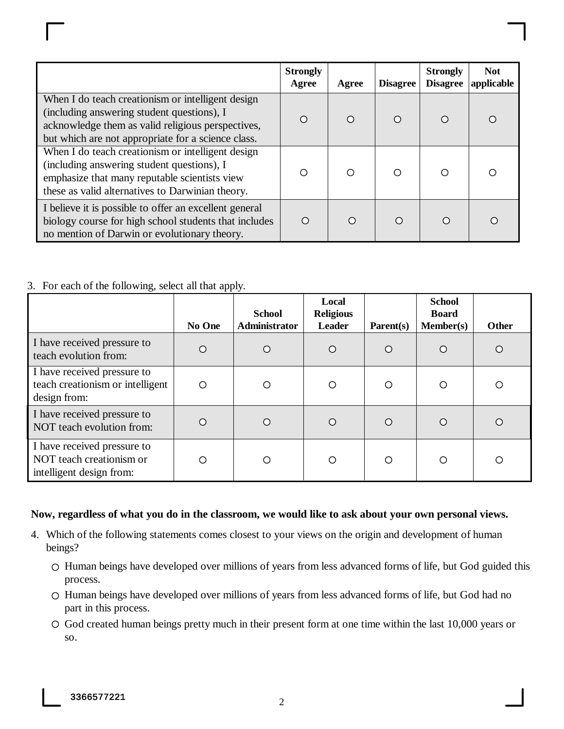| | Strongly Agree | Agree | Disagree | Strongly Disagree | Not applicable |
|---|---|---|---|---|---|
| When I do teach creationism or intelligent design (including answering student questions), I acknowledge them as valid religious perspectives, but which are not appropriate for a science class. | ○ | ○ | ○ | ○ | ○ |
| When I do teach creationism or intelligent design (including answering student questions), I emphasize that many reputable scientists view these as valid alternatives to Darwinian theory. | ○ | ○ | ○ | ○ | ○ |
| I believe it is possible to offer an excellent general biology course for high school students that includes no mention of Darwin or evolutionary theory. | ○ | ○ | ○ | ○ | ○ |

3. For each of the following, select all that apply.

| | No One | School Administrator | Local Religious Leader | Parent(s) | School Board Member(s) | Other |
|---|---|---|---|---|---|---|
| I have received pressure to teach evolution from: | ○ | ○ | ○ | ○ | ○ | ○ |
| I have received pressure to teach creationism or intelligent design from: | ○ | ○ | ○ | ○ | ○ | ○ |
| I have received pressure to NOT teach evolution from: | ○ | ○ | ○ | ○ | ○ | ○ |
| I have received pressure to NOT teach creationism or intelligent design from: | ○ | ○ | ○ | ○ | ○ | ○ |

**Now, regardless of what you do in the classroom, we would like to ask about your own personal views.**

4. Which of the following statements comes closest to your views on the origin and development of human beings?

   ○ Human beings have developed over millions of years from less advanced forms of life, but God guided this process.

   ○ Human beings have developed over millions of years from less advanced forms of life, but God had no part in this process.

   ○ God created human beings pretty much in their present form at one time within the last 10,000 years or so.

3366577221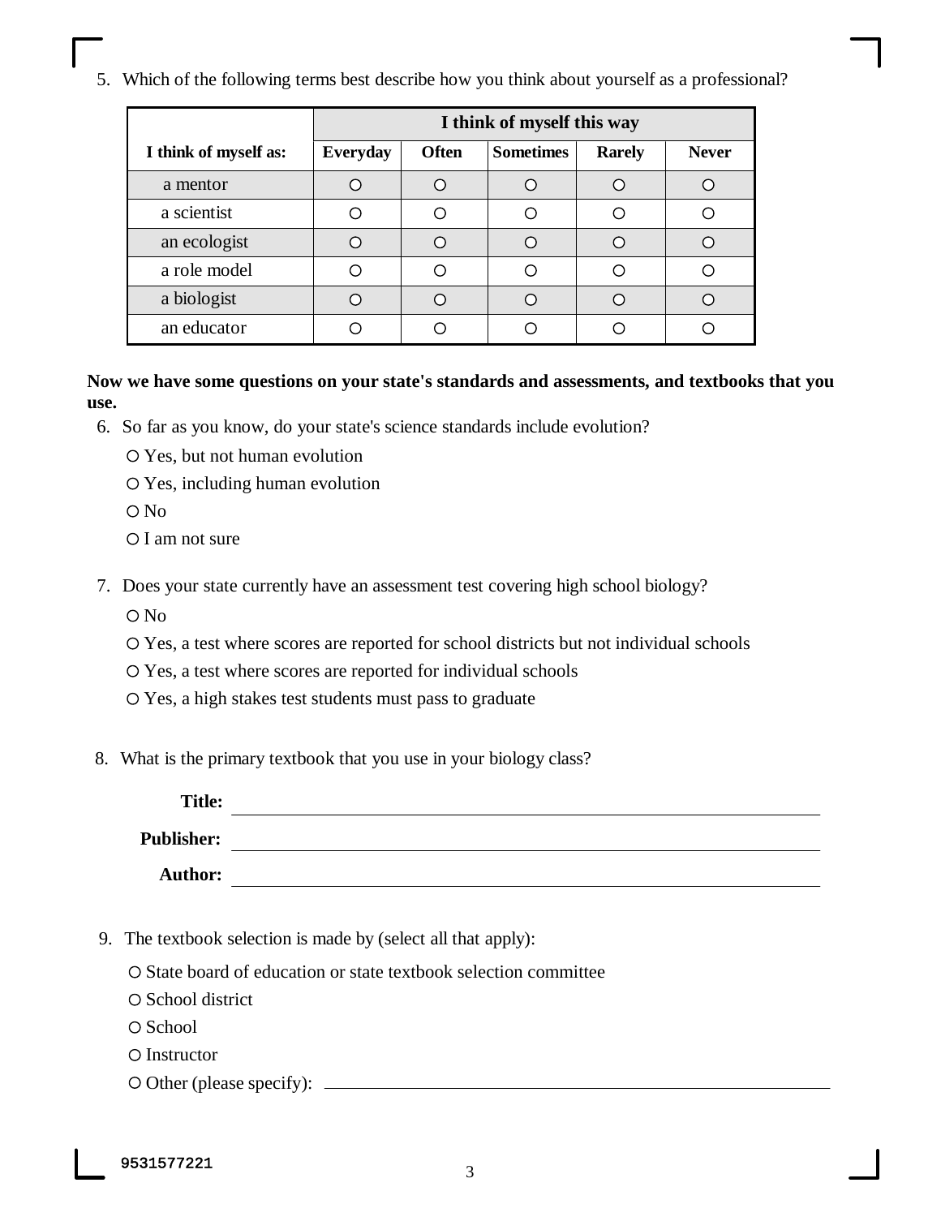5. Which of the following terms best describe how you think about yourself as a professional?

| I think of myself as: | I think of myself this way | | | | |
|---|---|---|---|---|---|
| | **Everyday** | **Often** | **Sometimes** | **Rarely** | **Never** |
| a mentor | ○ | ○ | ○ | ○ | ○ |
| a scientist | ○ | ○ | ○ | ○ | ○ |
| an ecologist | ○ | ○ | ○ | ○ | ○ |
| a role model | ○ | ○ | ○ | ○ | ○ |
| a biologist | ○ | ○ | ○ | ○ | ○ |
| an educator | ○ | ○ | ○ | ○ | ○ |

**Now we have some questions on your state's standards and assessments, and textbooks that you use.**

6. So far as you know, do your state's science standards include evolution?

   ○ Yes, but not human evolution

   ○ Yes, including human evolution

   ○ No

   ○ I am not sure

7. Does your state currently have an assessment test covering high school biology?

   ○ No

   ○ Yes, a test where scores are reported for school districts but not individual schools

   ○ Yes, a test where scores are reported for individual schools

   ○ Yes, a high stakes test students must pass to graduate

8. What is the primary textbook that you use in your biology class?

   **Title:** ______________________________

   **Publisher:** ______________________________

   **Author:** ______________________________

9. The textbook selection is made by (select all that apply):

   ○ State board of education or state textbook selection committee

   ○ School district

   ○ School

   ○ Instructor

   ○ Other (please specify): ______________________________

9531577221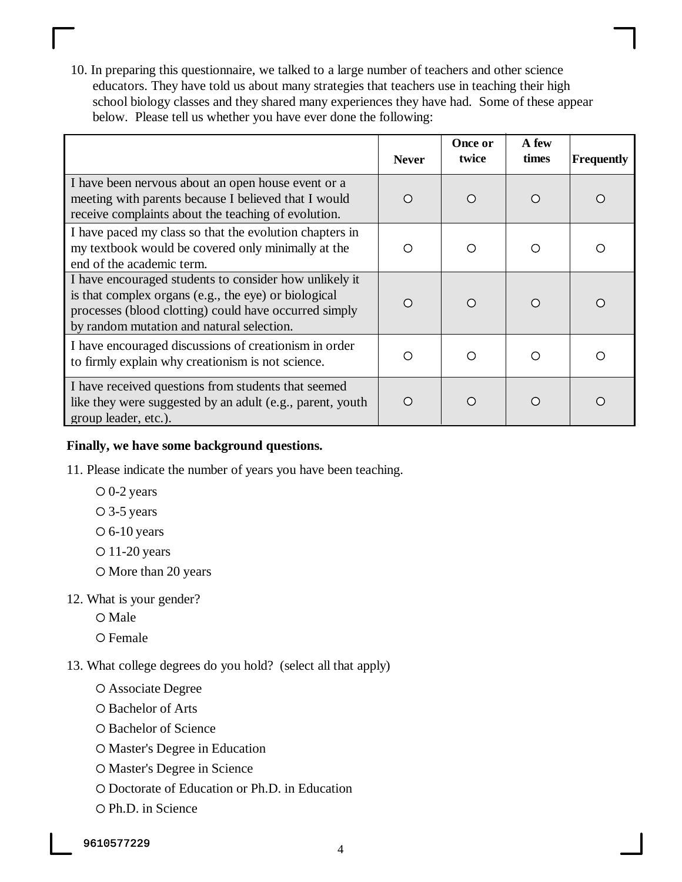10. In preparing this questionnaire, we talked to a large number of teachers and other science educators. They have told us about many strategies that teachers use in teaching their high school biology classes and they shared many experiences they have had. Some of these appear below. Please tell us whether you have ever done the following:

| | Never | Once or twice | A few times | Frequently |
|---|---|---|---|---|
| I have been nervous about an open house event or a meeting with parents because I believed that I would receive complaints about the teaching of evolution. | ○ | ○ | ○ | ○ |
| I have paced my class so that the evolution chapters in my textbook would be covered only minimally at the end of the academic term. | ○ | ○ | ○ | ○ |
| I have encouraged students to consider how unlikely it is that complex organs (e.g., the eye) or biological processes (blood clotting) could have occurred simply by random mutation and natural selection. | ○ | ○ | ○ | ○ |
| I have encouraged discussions of creationism in order to firmly explain why creationism is not science. | ○ | ○ | ○ | ○ |
| I have received questions from students that seemed like they were suggested by an adult (e.g., parent, youth group leader, etc.). | ○ | ○ | ○ | ○ |

**Finally, we have some background questions.**

11. Please indicate the number of years you have been teaching.

- ○ 0-2 years
- ○ 3-5 years
- ○ 6-10 years
- ○ 11-20 years
- ○ More than 20 years

12. What is your gender?

- ○ Male
- ○ Female

13. What college degrees do you hold? (select all that apply)

- ○ Associate Degree
- ○ Bachelor of Arts
- ○ Bachelor of Science
- ○ Master's Degree in Education
- ○ Master's Degree in Science
- ○ Doctorate of Education or Ph.D. in Education
- ○ Ph.D. in Science

9610577229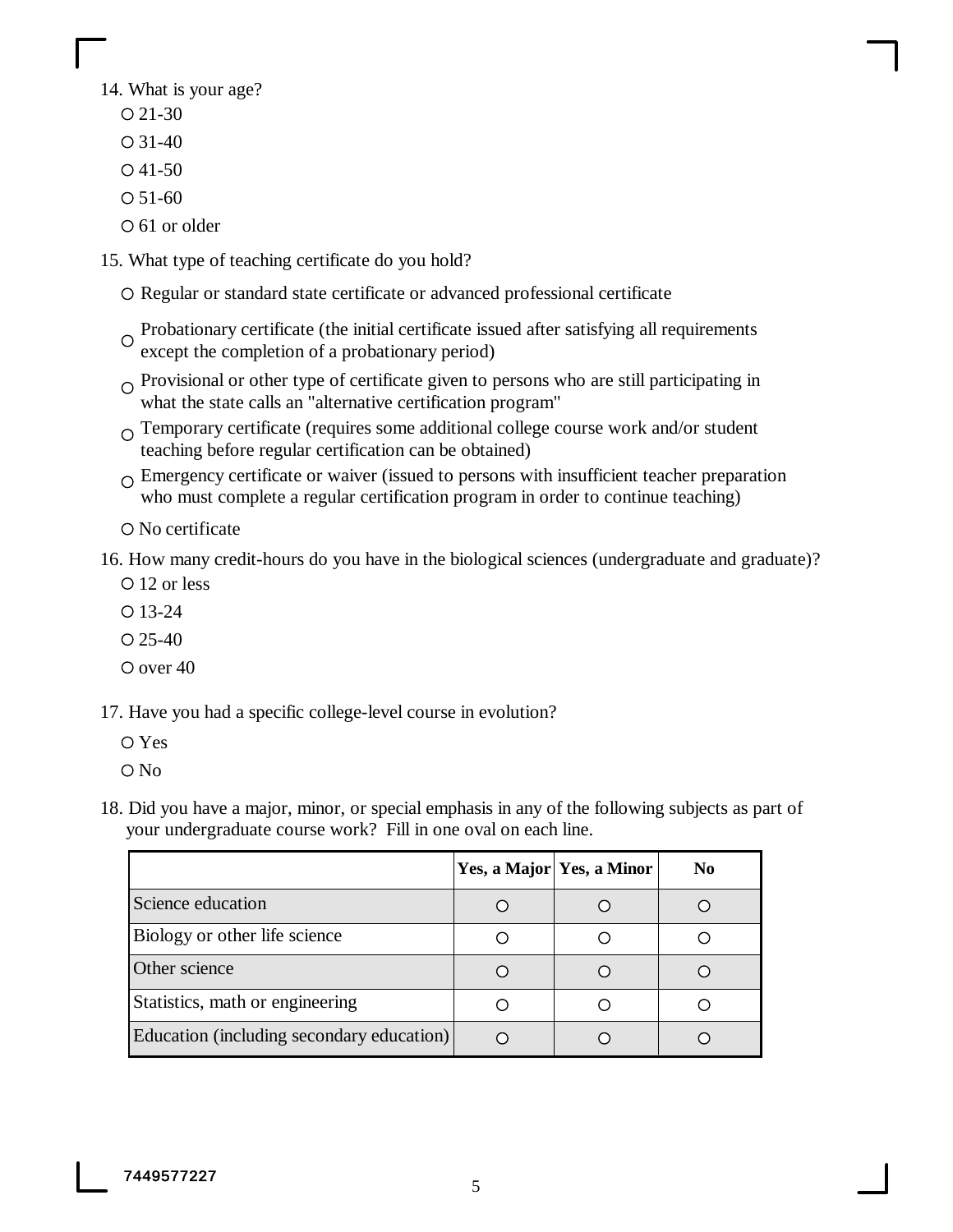14. What is your age?

○ 21-30

○ 31-40

○ 41-50

○ 51-60

○ 61 or older

15. What type of teaching certificate do you hold?

○ Regular or standard state certificate or advanced professional certificate

○ Probationary certificate (the initial certificate issued after satisfying all requirements except the completion of a probationary period)

○ Provisional or other type of certificate given to persons who are still participating in what the state calls an "alternative certification program"

○ Temporary certificate (requires some additional college course work and/or student teaching before regular certification can be obtained)

○ Emergency certificate or waiver (issued to persons with insufficient teacher preparation who must complete a regular certification program in order to continue teaching)

○ No certificate

16. How many credit-hours do you have in the biological sciences (undergraduate and graduate)?

○ 12 or less

○ 13-24

○ 25-40

○ over 40

17. Have you had a specific college-level course in evolution?

○ Yes

○ No

18. Did you have a major, minor, or special emphasis in any of the following subjects as part of your undergraduate course work? Fill in one oval on each line.

| | **Yes, a Major** | **Yes, a Minor** | **No** |
|---|---|---|---|
| Science education | ○ | ○ | ○ |
| Biology or other life science | ○ | ○ | ○ |
| Other science | ○ | ○ | ○ |
| Statistics, math or engineering | ○ | ○ | ○ |
| Education (including secondary education) | ○ | ○ | ○ |

7449577227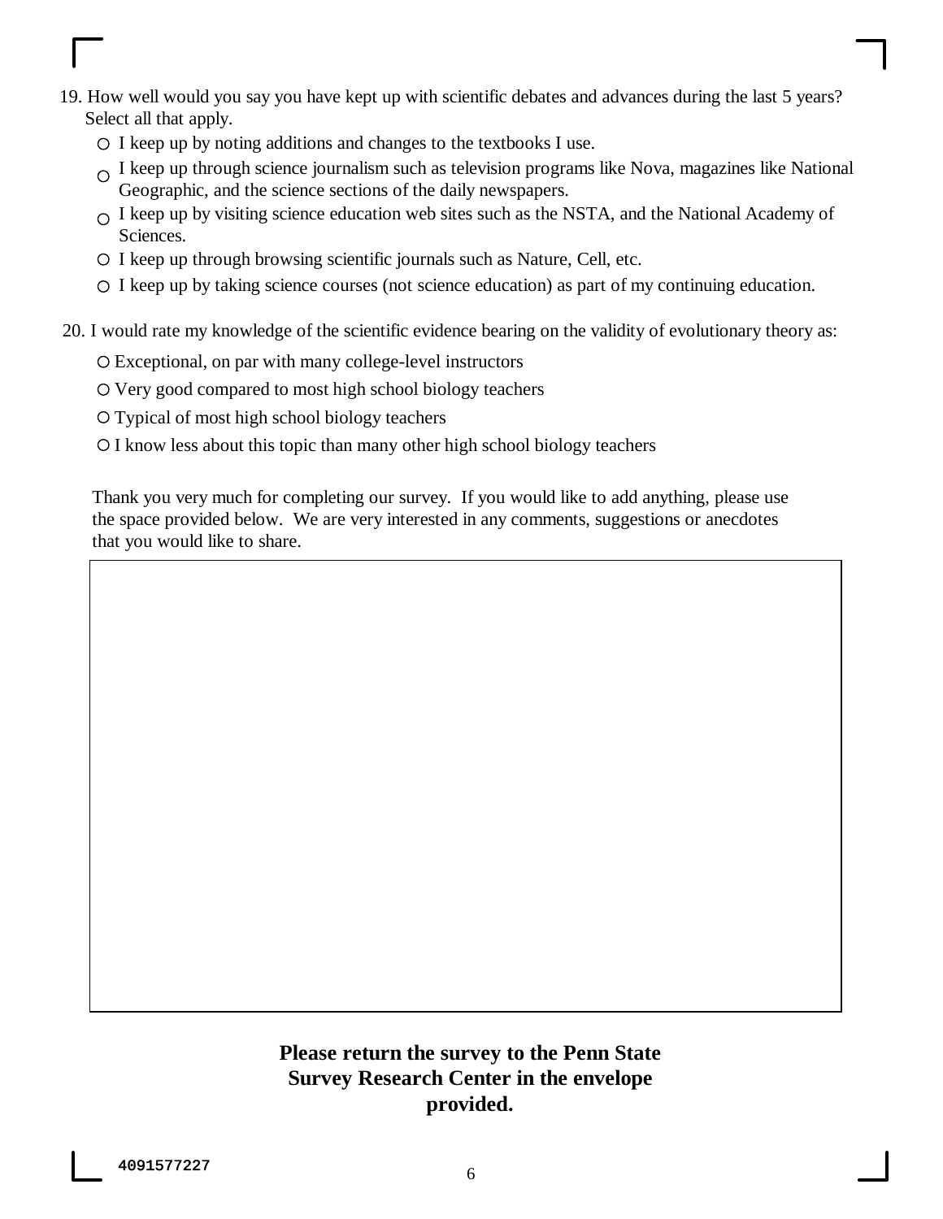19. How well would you say you have kept up with scientific debates and advances during the last 5 years? Select all that apply.
   - ○ I keep up by noting additions and changes to the textbooks I use.
   - ○ I keep up through science journalism such as television programs like Nova, magazines like National Geographic, and the science sections of the daily newspapers.
   - ○ I keep up by visiting science education web sites such as the NSTA, and the National Academy of Sciences.
   - ○ I keep up through browsing scientific journals such as Nature, Cell, etc.
   - ○ I keep up by taking science courses (not science education) as part of my continuing education.

20. I would rate my knowledge of the scientific evidence bearing on the validity of evolutionary theory as:
   - ○ Exceptional, on par with many college-level instructors
   - ○ Very good compared to most high school biology teachers
   - ○ Typical of most high school biology teachers
   - ○ I know less about this topic than many other high school biology teachers

Thank you very much for completing our survey. If you would like to add anything, please use the space provided below. We are very interested in any comments, suggestions or anecdotes that you would like to share.

**Please return the survey to the Penn State Survey Research Center in the envelope provided.**

4091577227